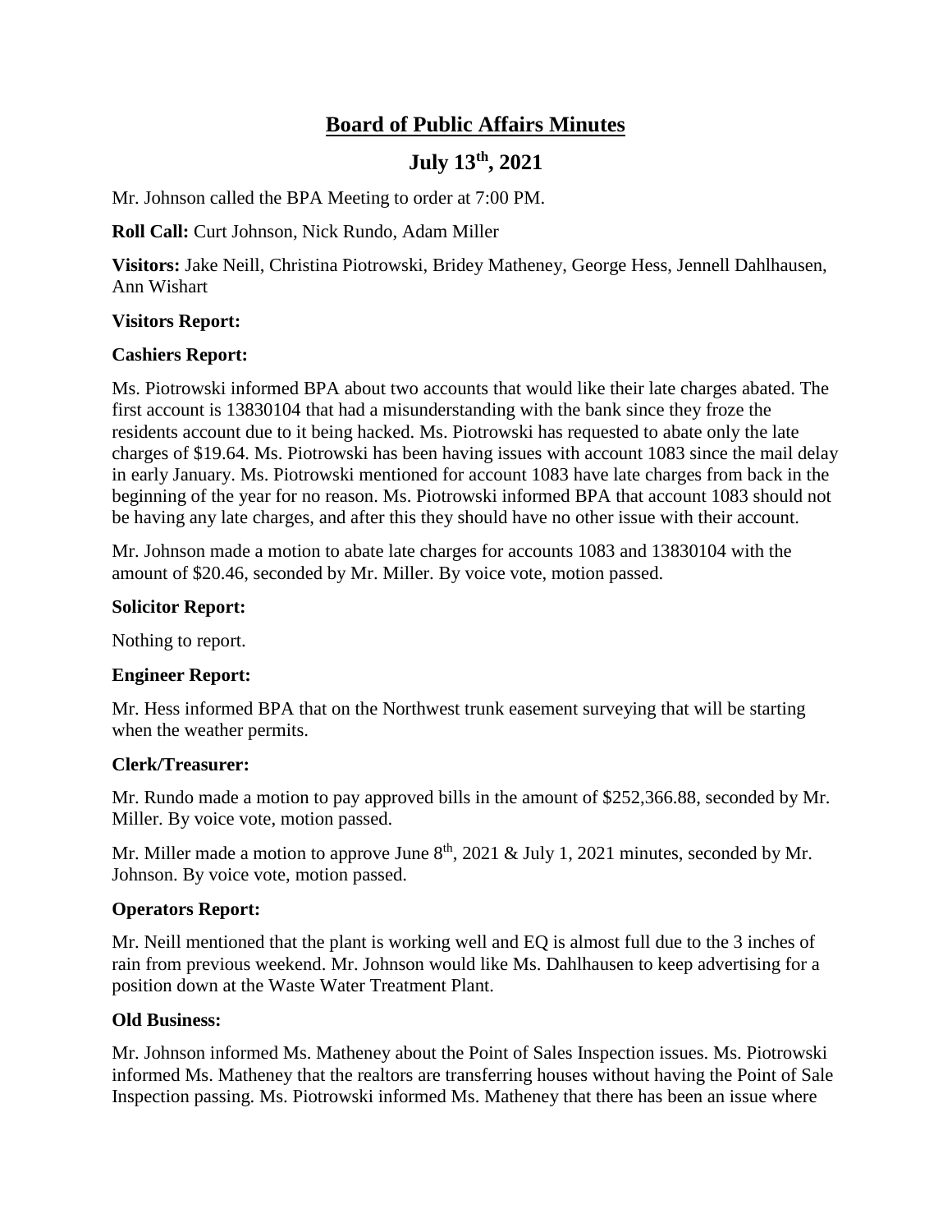# Board of Public Affairs Minutes

## July 13th, 2021

Mr. Johnson called the BPA Meeting to order at 7:00 PM.

**Roll Call:** Curt Johnson, Nick Rundo, Adam Miller

**Visitors:** Jake Neill, Christina Piotrowski, Bridey Matheney, George Hess, Jennell Dahlhausen, Ann Wishart

**Visitors Report:**

**Cashiers Report:**

Ms. Piotrowski informed BPA about two accounts that would like their late charges abated. The first account is 13830104 that had a misunderstanding with the bank since they froze the residents account due to it being hacked. Ms. Piotrowski has requested to abate only the late charges of $19.64. Ms. Piotrowski has been having issues with account 1083 since the mail delay in early January. Ms. Piotrowski mentioned for account 1083 have late charges from back in the beginning of the year for no reason. Ms. Piotrowski informed BPA that account 1083 should not be having any late charges, and after this they should have no other issue with their account.

Mr. Johnson made a motion to abate late charges for accounts 1083 and 13830104 with the amount of $20.46, seconded by Mr. Miller. By voice vote, motion passed.

**Solicitor Report:**

Nothing to report.

**Engineer Report:**

Mr. Hess informed BPA that on the Northwest trunk easement surveying that will be starting when the weather permits.

**Clerk/Treasurer:**

Mr. Rundo made a motion to pay approved bills in the amount of $252,366.88, seconded by Mr. Miller. By voice vote, motion passed.

Mr. Miller made a motion to approve June 8th, 2021 & July 1, 2021 minutes, seconded by Mr. Johnson. By voice vote, motion passed.

**Operators Report:**

Mr. Neill mentioned that the plant is working well and EQ is almost full due to the 3 inches of rain from previous weekend. Mr. Johnson would like Ms. Dahlhausen to keep advertising for a position down at the Waste Water Treatment Plant.

**Old Business:**

Mr. Johnson informed Ms. Matheney about the Point of Sales Inspection issues. Ms. Piotrowski informed Ms. Matheney that the realtors are transferring houses without having the Point of Sale Inspection passing. Ms. Piotrowski informed Ms. Matheney that there has been an issue where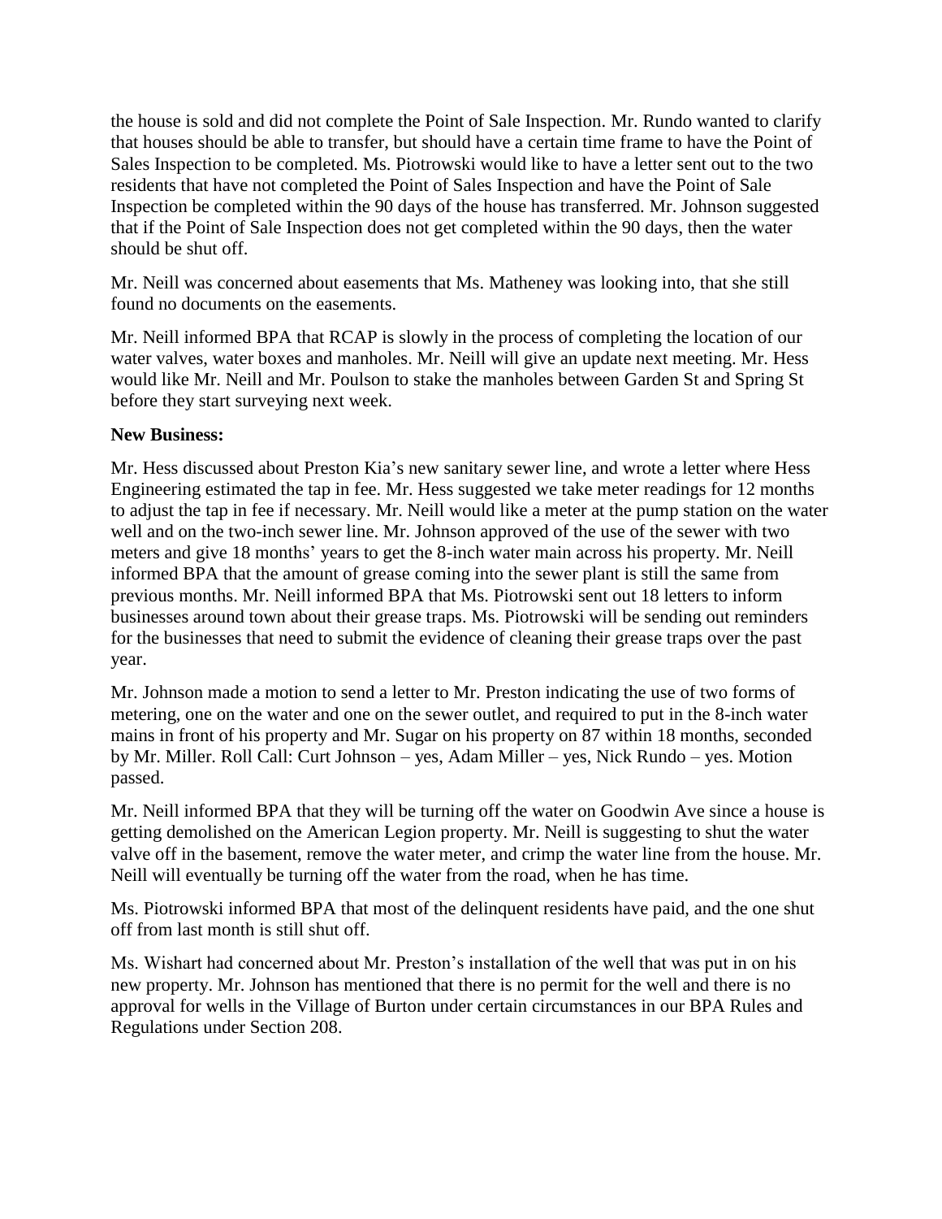the house is sold and did not complete the Point of Sale Inspection. Mr. Rundo wanted to clarify that houses should be able to transfer, but should have a certain time frame to have the Point of Sales Inspection to be completed. Ms. Piotrowski would like to have a letter sent out to the two residents that have not completed the Point of Sales Inspection and have the Point of Sale Inspection be completed within the 90 days of the house has transferred. Mr. Johnson suggested that if the Point of Sale Inspection does not get completed within the 90 days, then the water should be shut off.

Mr. Neill was concerned about easements that Ms. Matheney was looking into, that she still found no documents on the easements.

Mr. Neill informed BPA that RCAP is slowly in the process of completing the location of our water valves, water boxes and manholes. Mr. Neill will give an update next meeting. Mr. Hess would like Mr. Neill and Mr. Poulson to stake the manholes between Garden St and Spring St before they start surveying next week.

**New Business:**

Mr. Hess discussed about Preston Kia's new sanitary sewer line, and wrote a letter where Hess Engineering estimated the tap in fee. Mr. Hess suggested we take meter readings for 12 months to adjust the tap in fee if necessary. Mr. Neill would like a meter at the pump station on the water well and on the two-inch sewer line. Mr. Johnson approved of the use of the sewer with two meters and give 18 months' years to get the 8-inch water main across his property. Mr. Neill informed BPA that the amount of grease coming into the sewer plant is still the same from previous months. Mr. Neill informed BPA that Ms. Piotrowski sent out 18 letters to inform businesses around town about their grease traps. Ms. Piotrowski will be sending out reminders for the businesses that need to submit the evidence of cleaning their grease traps over the past year.

Mr. Johnson made a motion to send a letter to Mr. Preston indicating the use of two forms of metering, one on the water and one on the sewer outlet, and required to put in the 8-inch water mains in front of his property and Mr. Sugar on his property on 87 within 18 months, seconded by Mr. Miller. Roll Call: Curt Johnson – yes, Adam Miller – yes, Nick Rundo – yes. Motion passed.

Mr. Neill informed BPA that they will be turning off the water on Goodwin Ave since a house is getting demolished on the American Legion property. Mr. Neill is suggesting to shut the water valve off in the basement, remove the water meter, and crimp the water line from the house. Mr. Neill will eventually be turning off the water from the road, when he has time.

Ms. Piotrowski informed BPA that most of the delinquent residents have paid, and the one shut off from last month is still shut off.

Ms. Wishart had concerned about Mr. Preston's installation of the well that was put in on his new property. Mr. Johnson has mentioned that there is no permit for the well and there is no approval for wells in the Village of Burton under certain circumstances in our BPA Rules and Regulations under Section 208.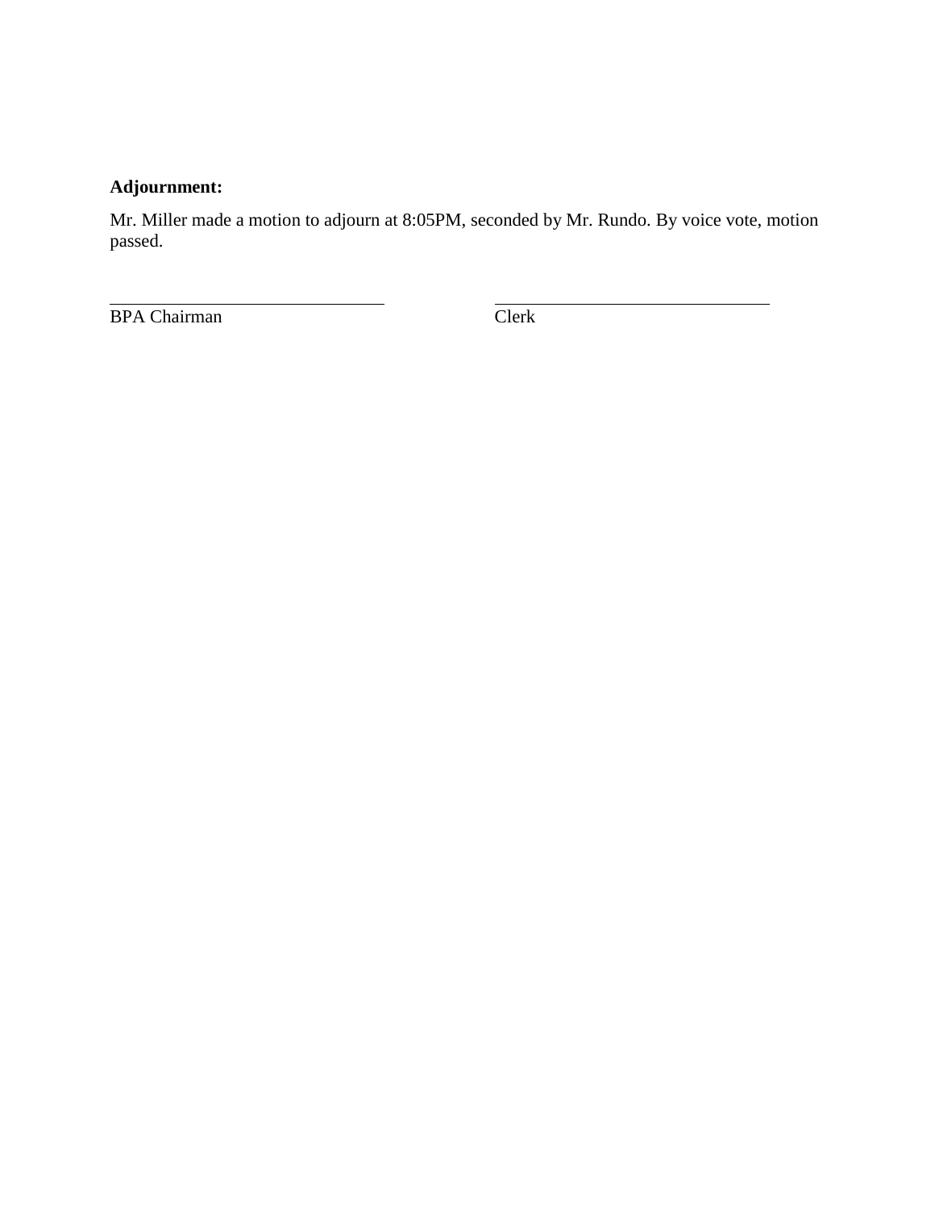**Adjournment:**

Mr. Miller made a motion to adjourn at 8:05PM, seconded by Mr. Rundo. By voice vote, motion passed.

\_\_\_\_\_\_\_\_\_\_\_\_\_\_\_\_\_\_\_\_\_\_\_\_\_\_\_\_\_\_\_\_ \_\_\_\_\_\_\_\_\_\_\_\_\_\_\_\_\_\_\_\_\_\_\_\_\_\_\_\_\_\_\_\_

BPA Chairman Clerk